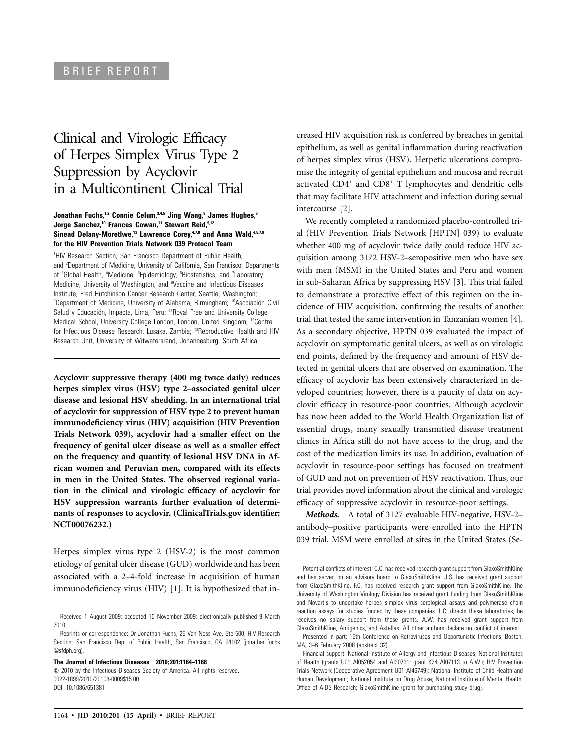BRIEF REPORT

# Clinical and Virologic Efficacy of Herpes Simplex Virus Type 2 Suppression by Acyclovir in a Multicontinent Clinical Trial

**Jonathan Fuchs,[1,2] Connie Celum,[3,4,5] Jing Wang,[8] James Hughes,[6] Jorge Sanchez,[10] Frances Cowan,[11] Stewart Reid,[9,12] Sinead Delany-Moretlwe,[13] Lawrence Corey,[4,7,8] and Anna Wald,[4,5,7,8] for the HIV Prevention Trials Network 039 Protocol Team**

[1]HIV Research Section, San Francisco Department of Public Health, and [2]Department of Medicine, University of California, San Francisco; Departments of [3]Global Health, [4]Medicine, [5]Epidemiology, [6]Biostatistics, and [7]Laboratory Medicine, University of Washington, and [8]Vaccine and Infectious Diseases Institute, Fred Hutchinson Cancer Research Center, Seattle, Washington; [9]Department of Medicine, University of Alabama, Birmingham; [10]Asociación Civil Salud y Educación, Impacta, Lima, Peru; [11]Royal Free and University College Medical School, University College London, London, United Kingdom; [12]Centre for Infectious Disease Research, Lusaka, Zambia; [13]Reproductive Health and HIV Research Unit, University of Witwatersrand, Johannesburg, South Africa

**Acyclovir suppressive therapy (400 mg twice daily) reduces herpes simplex virus (HSV) type 2–associated genital ulcer disease and lesional HSV shedding. In an international trial of acyclovir for suppression of HSV type 2 to prevent human immunodeficiency virus (HIV) acquisition (HIV Prevention Trials Network 039), acyclovir had a smaller effect on the frequency of genital ulcer disease as well as a smaller effect on the frequency and quantity of lesional HSV DNA in African women and Peruvian men, compared with its effects in men in the United States. The observed regional variation in the clinical and virologic efficacy of acyclovir for HSV suppression warrants further evaluation of determinants of responses to acyclovir. (ClinicalTrials.gov identifier: NCT00076232.)**

Herpes simplex virus type 2 (HSV-2) is the most common etiology of genital ulcer disease (GUD) worldwide and has been associated with a 2–4-fold increase in acquisition of human immunodeficiency virus (HIV) [1]. It is hypothesized that increased HIV acquisition risk is conferred by breaches in genital epithelium, as well as genital inflammation during reactivation of herpes simplex virus (HSV). Herpetic ulcerations compromise the integrity of genital epithelium and mucosa and recruit activated $CD4^+$ and $CD8^+$ T lymphocytes and dendritic cells that may facilitate HIV attachment and infection during sexual intercourse [2].

We recently completed a randomized placebo-controlled trial (HIV Prevention Trials Network [HPTN] 039) to evaluate whether 400 mg of acyclovir twice daily could reduce HIV acquisition among 3172 HSV-2–seropositive men who have sex with men (MSM) in the United States and Peru and women in sub-Saharan Africa by suppressing HSV [3]. This trial failed to demonstrate a protective effect of this regimen on the incidence of HIV acquisition, confirming the results of another trial that tested the same intervention in Tanzanian women [4]. As a secondary objective, HPTN 039 evaluated the impact of acyclovir on symptomatic genital ulcers, as well as on virologic end points, defined by the frequency and amount of HSV detected in genital ulcers that are observed on examination. The efficacy of acyclovir has been extensively characterized in developed countries; however, there is a paucity of data on acyclovir efficacy in resource-poor countries. Although acyclovir has now been added to the World Health Organization list of essential drugs, many sexually transmitted disease treatment clinics in Africa still do not have access to the drug, and the cost of the medication limits its use. In addition, evaluation of acyclovir in resource-poor settings has focused on treatment of GUD and not on prevention of HSV reactivation. Thus, our trial provides novel information about the clinical and virologic efficacy of suppressive acyclovir in resource-poor settings.

***Methods.*** A total of 3127 evaluable HIV-negative, HSV-2–antibody–positive participants were enrolled into the HPTN 039 trial. MSM were enrolled at sites in the United States (Se-

Received 1 August 2009; accepted 10 November 2009; electronically published 9 March 2010.

Reprints or correspondence: Dr Jonathan Fuchs, 25 Van Ness Ave, Ste 500, HIV Research Section, San Francisco Dept of Public Health, San Francisco, CA 94102 (jonathan.fuchs@sfdph.org).

**The Journal of Infectious Diseases 2010; 201:1164–1168**
© 2010 by the Infectious Diseases Society of America. All rights reserved.
0022-1899/2010/20108-0009$15.00
DOI: 10.1086/651381

Potential conflicts of interest: C.C. has received research grant support from GlaxoSmithKline and has served on an advisory board to GlaxoSmithKline. J.S. has received grant support from GlaxoSmithKline. F.C. has received research grant support from GlaxoSmithKline. The University of Washington Virology Division has received grant funding from GlaxoSmithKline and Novartis to undertake herpes simplex virus serological assays and polymerase chain reaction assays for studies funded by these companies. L.C. directs these laboratories; he receives no salary support from these grants. A.W. has received grant support from GlaxoSmithKline, Antigenics, and Astellas. All other authors declare no conflict of interest.

Presented in part: 15th Conference on Retroviruses and Opportunistic Infections, Boston, MA, 3–6 February 2008 (abstract 32).

Financial support: National Institute of Allergy and Infectious Diseases, National Institutes of Health (grants U01 AI052054 and AI30731; grant K24 AI07113 to A.W.); HIV Prevention Trials Network (Cooperative Agreement U01 AI46749); National Institute of Child Health and Human Development; National Institute on Drug Abuse; National Institute of Mental Health; Office of AIDS Research; GlaxoSmithKline (grant for purchasing study drug).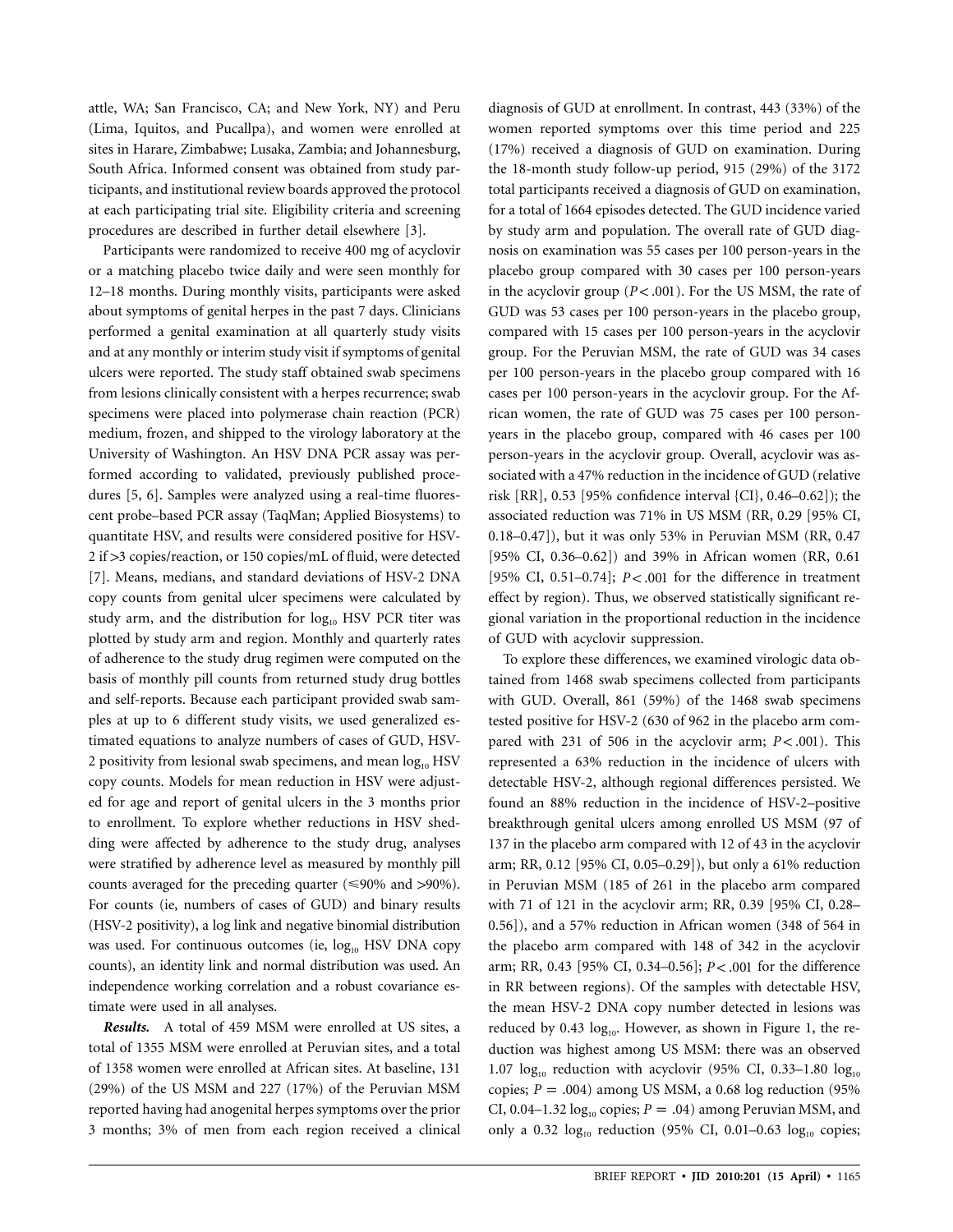attle, WA; San Francisco, CA; and New York, NY) and Peru (Lima, Iquitos, and Pucallpa), and women were enrolled at sites in Harare, Zimbabwe; Lusaka, Zambia; and Johannesburg, South Africa. Informed consent was obtained from study participants, and institutional review boards approved the protocol at each participating trial site. Eligibility criteria and screening procedures are described in further detail elsewhere [3].

Participants were randomized to receive 400 mg of acyclovir or a matching placebo twice daily and were seen monthly for 12–18 months. During monthly visits, participants were asked about symptoms of genital herpes in the past 7 days. Clinicians performed a genital examination at all quarterly study visits and at any monthly or interim study visit if symptoms of genital ulcers were reported. The study staff obtained swab specimens from lesions clinically consistent with a herpes recurrence; swab specimens were placed into polymerase chain reaction (PCR) medium, frozen, and shipped to the virology laboratory at the University of Washington. An HSV DNA PCR assay was performed according to validated, previously published procedures [5, 6]. Samples were analyzed using a real-time fluorescent probe–based PCR assay (TaqMan; Applied Biosystems) to quantitate HSV, and results were considered positive for HSV-2 if >3 copies/reaction, or 150 copies/mL of fluid, were detected [7]. Means, medians, and standard deviations of HSV-2 DNA copy counts from genital ulcer specimens were calculated by study arm, and the distribution for $\log_{10}$ HSV PCR titer was plotted by study arm and region. Monthly and quarterly rates of adherence to the study drug regimen were computed on the basis of monthly pill counts from returned study drug bottles and self-reports. Because each participant provided swab samples at up to 6 different study visits, we used generalized estimated equations to analyze numbers of cases of GUD, HSV-2 positivity from lesional swab specimens, and mean $\log_{10}$ HSV copy counts. Models for mean reduction in HSV were adjusted for age and report of genital ulcers in the 3 months prior to enrollment. To explore whether reductions in HSV shedding were affected by adherence to the study drug, analyses were stratified by adherence level as measured by monthly pill counts averaged for the preceding quarter ($\leqslant$90% and >90%). For counts (ie, numbers of cases of GUD) and binary results (HSV-2 positivity), a log link and negative binomial distribution was used. For continuous outcomes (ie, $\log_{10}$ HSV DNA copy counts), an identity link and normal distribution was used. An independence working correlation and a robust covariance estimate were used in all analyses.

***Results.*** A total of 459 MSM were enrolled at US sites, a total of 1355 MSM were enrolled at Peruvian sites, and a total of 1358 women were enrolled at African sites. At baseline, 131 (29%) of the US MSM and 227 (17%) of the Peruvian MSM reported having had anogenital herpes symptoms over the prior 3 months; 3% of men from each region received a clinical diagnosis of GUD at enrollment. In contrast, 443 (33%) of the women reported symptoms over this time period and 225 (17%) received a diagnosis of GUD on examination. During the 18-month study follow-up period, 915 (29%) of the 3172 total participants received a diagnosis of GUD on examination, for a total of 1664 episodes detected. The GUD incidence varied by study arm and population. The overall rate of GUD diagnosis on examination was 55 cases per 100 person-years in the placebo group compared with 30 cases per 100 person-years in the acyclovir group ($P < .001$). For the US MSM, the rate of GUD was 53 cases per 100 person-years in the placebo group, compared with 15 cases per 100 person-years in the acyclovir group. For the Peruvian MSM, the rate of GUD was 34 cases per 100 person-years in the placebo group compared with 16 cases per 100 person-years in the acyclovir group. For the African women, the rate of GUD was 75 cases per 100 person-years in the placebo group, compared with 46 cases per 100 person-years in the acyclovir group. Overall, acyclovir was associated with a 47% reduction in the incidence of GUD (relative risk [RR], 0.53 [95% confidence interval {CI}, 0.46–0.62]); the associated reduction was 71% in US MSM (RR, 0.29 [95% CI, 0.18–0.47]), but it was only 53% in Peruvian MSM (RR, 0.47 [95% CI, 0.36–0.62]) and 39% in African women (RR, 0.61 [95% CI, 0.51–0.74]; $P < .001$ for the difference in treatment effect by region). Thus, we observed statistically significant regional variation in the proportional reduction in the incidence of GUD with acyclovir suppression.

To explore these differences, we examined virologic data obtained from 1468 swab specimens collected from participants with GUD. Overall, 861 (59%) of the 1468 swab specimens tested positive for HSV-2 (630 of 962 in the placebo arm compared with 231 of 506 in the acyclovir arm; $P < .001$). This represented a 63% reduction in the incidence of ulcers with detectable HSV-2, although regional differences persisted. We found an 88% reduction in the incidence of HSV-2–positive breakthrough genital ulcers among enrolled US MSM (97 of 137 in the placebo arm compared with 12 of 43 in the acyclovir arm; RR, 0.12 [95% CI, 0.05–0.29]), but only a 61% reduction in Peruvian MSM (185 of 261 in the placebo arm compared with 71 of 121 in the acyclovir arm; RR, 0.39 [95% CI, 0.28–0.56]), and a 57% reduction in African women (348 of 564 in the placebo arm compared with 148 of 342 in the acyclovir arm; RR, 0.43 [95% CI, 0.34–0.56]; $P < .001$ for the difference in RR between regions). Of the samples with detectable HSV, the mean HSV-2 DNA copy number detected in lesions was reduced by 0.43 $\log_{10}$. However, as shown in Figure 1, the reduction was highest among US MSM: there was an observed 1.07 $\log_{10}$ reduction with acyclovir (95% CI, 0.33–1.80 $\log_{10}$ copies; $P = .004$) among US MSM, a 0.68 log reduction (95% CI, 0.04–1.32 $\log_{10}$ copies; $P = .04$) among Peruvian MSM, and only a 0.32 $\log_{10}$ reduction (95% CI, 0.01–0.63 $\log_{10}$ copies;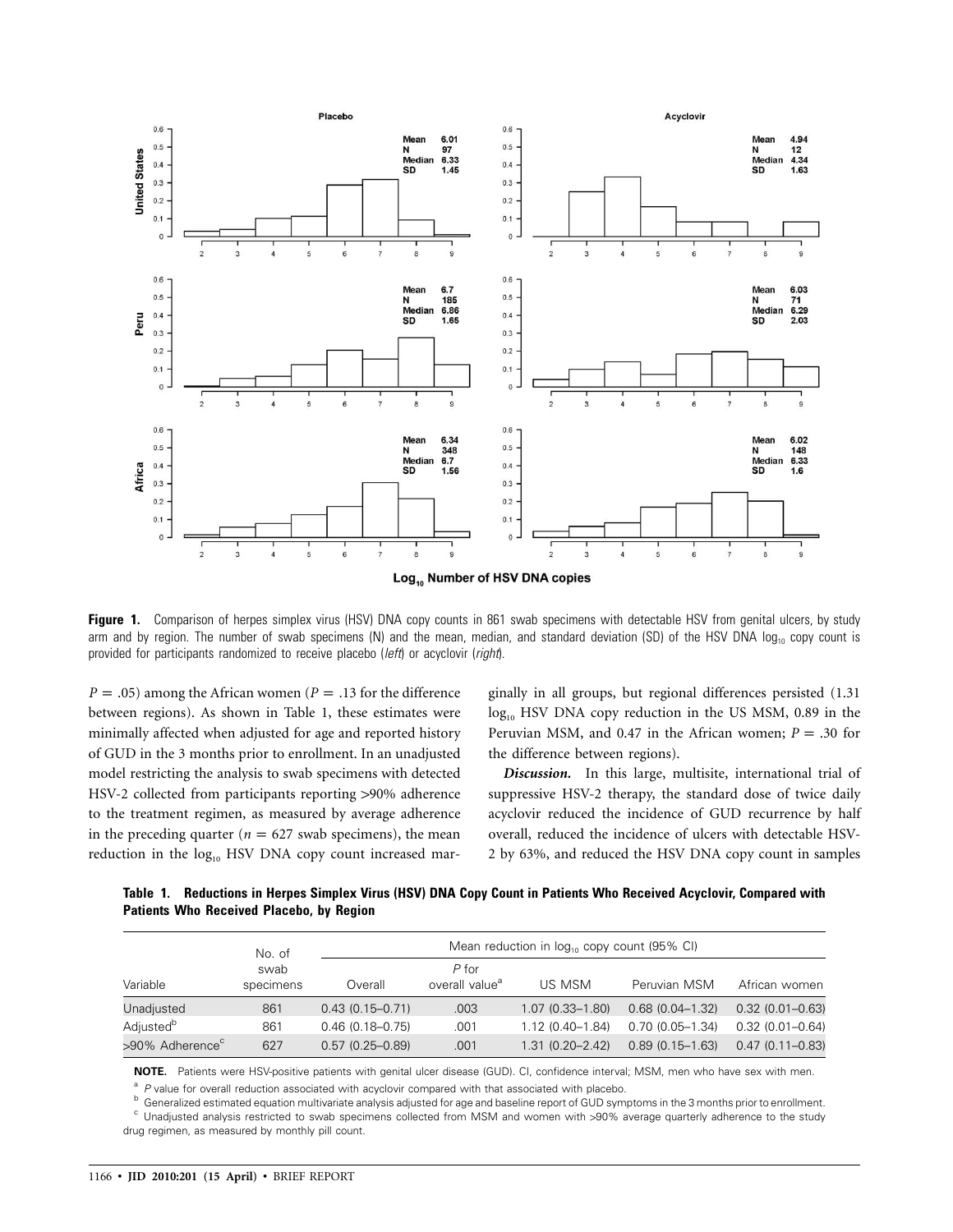**Figure 1.** Comparison of herpes simplex virus (HSV) DNA copy counts in 861 swab specimens with detectable HSV from genital ulcers, by study arm and by region. The number of swab specimens (N) and the mean, median, and standard deviation (SD) of the HSV DNA $\log_{10}$ copy count is provided for participants randomized to receive placebo (*left*) or acyclovir (*right*).

$P = .05$) among the African women ($P = .13$ for the difference between regions). As shown in Table 1, these estimates were minimally affected when adjusted for age and reported history of GUD in the 3 months prior to enrollment. In an unadjusted model restricting the analysis to swab specimens with detected HSV-2 collected from participants reporting >90% adherence to the treatment regimen, as measured by average adherence in the preceding quarter ($n = 627$ swab specimens), the mean reduction in the $\log_{10}$ HSV DNA copy count increased marginally in all groups, but regional differences persisted (1.31 $\log_{10}$ HSV DNA copy reduction in the US MSM, 0.89 in the Peruvian MSM, and 0.47 in the African women; $P = .30$ for the difference between regions).

***Discussion.*** In this large, multisite, international trial of suppressive HSV-2 therapy, the standard dose of twice daily acyclovir reduced the incidence of GUD recurrence by half overall, reduced the incidence of ulcers with detectable HSV-2 by 63%, and reduced the HSV DNA copy count in samples

**Table 1. Reductions in Herpes Simplex Virus (HSV) DNA Copy Count in Patients Who Received Acyclovir, Compared with Patients Who Received Placebo, by Region**

| Variable | No. of swab specimens | Mean reduction in $\log_{10}$ copy count (95% CI) | | | | |
|---|---|---|---|---|---|---|
| | | Overall | *P* for overall value[a] | US MSM | Peruvian MSM | African women |
| Unadjusted | 861 | 0.43 (0.15–0.71) | .003 | 1.07 (0.33–1.80) | 0.68 (0.04–1.32) | 0.32 (0.01–0.63) |
| Adjusted[b] | 861 | 0.46 (0.18–0.75) | .001 | 1.12 (0.40–1.84) | 0.70 (0.05–1.34) | 0.32 (0.01–0.64) |
| >90% Adherence[c] | 627 | 0.57 (0.25–0.89) | .001 | 1.31 (0.20–2.42) | 0.89 (0.15–1.63) | 0.47 (0.11–0.83) |

**NOTE.** Patients were HSV-positive patients with genital ulcer disease (GUD). CI, confidence interval; MSM, men who have sex with men.

[a] *P* value for overall reduction associated with acyclovir compared with that associated with placebo.

[b] Generalized estimated equation multivariate analysis adjusted for age and baseline report of GUD symptoms in the 3 months prior to enrollment.

[c] Unadjusted analysis restricted to swab specimens collected from MSM and women with >90% average quarterly adherence to the study drug regimen, as measured by monthly pill count.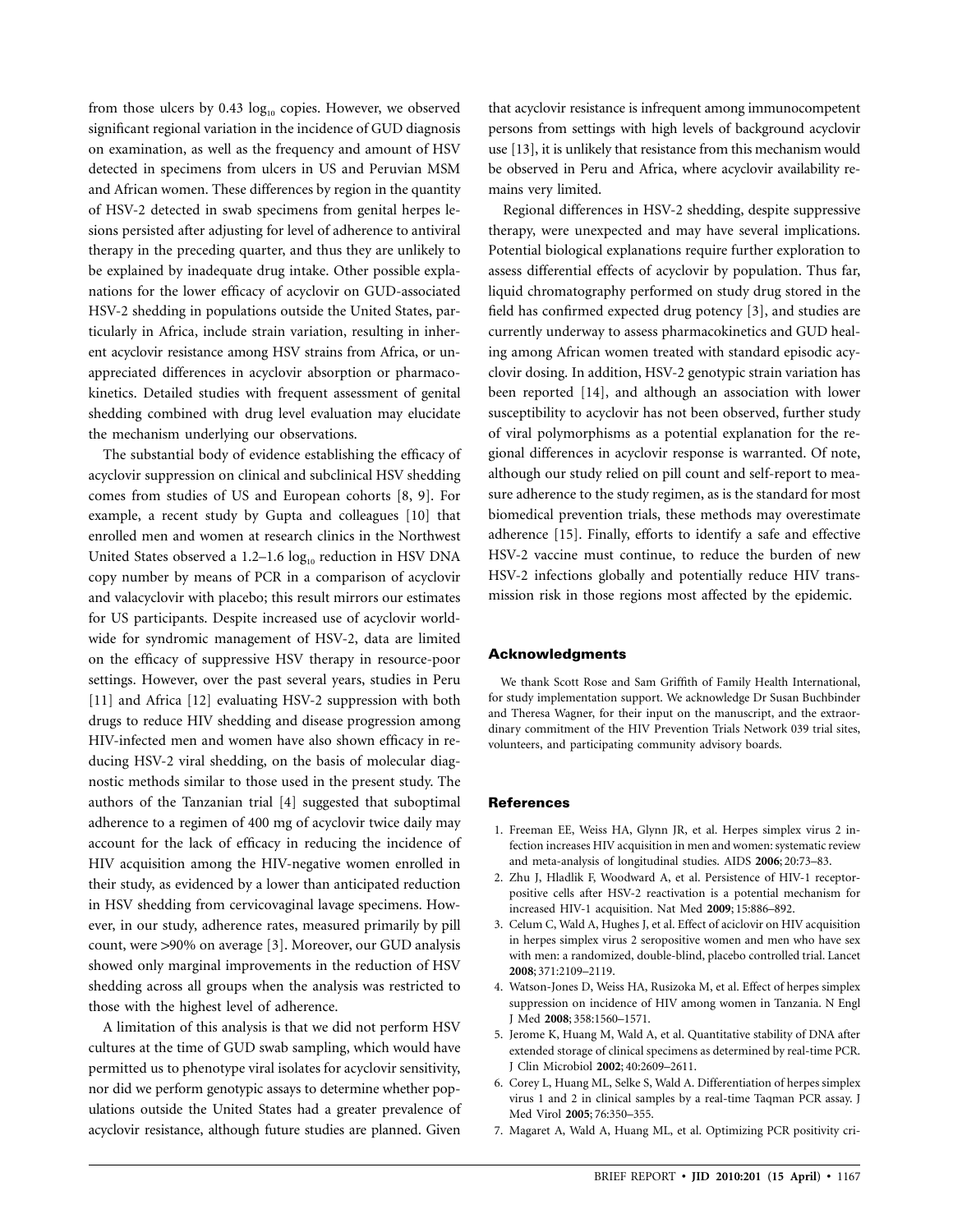from those ulcers by 0.43 $\log_{10}$ copies. However, we observed significant regional variation in the incidence of GUD diagnosis on examination, as well as the frequency and amount of HSV detected in specimens from ulcers in US and Peruvian MSM and African women. These differences by region in the quantity of HSV-2 detected in swab specimens from genital herpes lesions persisted after adjusting for level of adherence to antiviral therapy in the preceding quarter, and thus they are unlikely to be explained by inadequate drug intake. Other possible explanations for the lower efficacy of acyclovir on GUD-associated HSV-2 shedding in populations outside the United States, particularly in Africa, include strain variation, resulting in inherent acyclovir resistance among HSV strains from Africa, or unappreciated differences in acyclovir absorption or pharmacokinetics. Detailed studies with frequent assessment of genital shedding combined with drug level evaluation may elucidate the mechanism underlying our observations.

The substantial body of evidence establishing the efficacy of acyclovir suppression on clinical and subclinical HSV shedding comes from studies of US and European cohorts [8, 9]. For example, a recent study by Gupta and colleagues [10] that enrolled men and women at research clinics in the Northwest United States observed a 1.2–1.6 $\log_{10}$ reduction in HSV DNA copy number by means of PCR in a comparison of acyclovir and valacyclovir with placebo; this result mirrors our estimates for US participants. Despite increased use of acyclovir worldwide for syndromic management of HSV-2, data are limited on the efficacy of suppressive HSV therapy in resource-poor settings. However, over the past several years, studies in Peru [11] and Africa [12] evaluating HSV-2 suppression with both drugs to reduce HIV shedding and disease progression among HIV-infected men and women have also shown efficacy in reducing HSV-2 viral shedding, on the basis of molecular diagnostic methods similar to those used in the present study. The authors of the Tanzanian trial [4] suggested that suboptimal adherence to a regimen of 400 mg of acyclovir twice daily may account for the lack of efficacy in reducing the incidence of HIV acquisition among the HIV-negative women enrolled in their study, as evidenced by a lower than anticipated reduction in HSV shedding from cervicovaginal lavage specimens. However, in our study, adherence rates, measured primarily by pill count, were >90% on average [3]. Moreover, our GUD analysis showed only marginal improvements in the reduction of HSV shedding across all groups when the analysis was restricted to those with the highest level of adherence.

A limitation of this analysis is that we did not perform HSV cultures at the time of GUD swab sampling, which would have permitted us to phenotype viral isolates for acyclovir sensitivity, nor did we perform genotypic assays to determine whether populations outside the United States had a greater prevalence of acyclovir resistance, although future studies are planned. Given that acyclovir resistance is infrequent among immunocompetent persons from settings with high levels of background acyclovir use [13], it is unlikely that resistance from this mechanism would be observed in Peru and Africa, where acyclovir availability remains very limited.

Regional differences in HSV-2 shedding, despite suppressive therapy, were unexpected and may have several implications. Potential biological explanations require further exploration to assess differential effects of acyclovir by population. Thus far, liquid chromatography performed on study drug stored in the field has confirmed expected drug potency [3], and studies are currently underway to assess pharmacokinetics and GUD healing among African women treated with standard episodic acyclovir dosing. In addition, HSV-2 genotypic strain variation has been reported [14], and although an association with lower susceptibility to acyclovir has not been observed, further study of viral polymorphisms as a potential explanation for the regional differences in acyclovir response is warranted. Of note, although our study relied on pill count and self-report to measure adherence to the study regimen, as is the standard for most biomedical prevention trials, these methods may overestimate adherence [15]. Finally, efforts to identify a safe and effective HSV-2 vaccine must continue, to reduce the burden of new HSV-2 infections globally and potentially reduce HIV transmission risk in those regions most affected by the epidemic.

## Acknowledgments

We thank Scott Rose and Sam Griffith of Family Health International, for study implementation support. We acknowledge Dr Susan Buchbinder and Theresa Wagner, for their input on the manuscript, and the extraordinary commitment of the HIV Prevention Trials Network 039 trial sites, volunteers, and participating community advisory boards.

## References

1. Freeman EE, Weiss HA, Glynn JR, et al. Herpes simplex virus 2 infection increases HIV acquisition in men and women: systematic review and meta-analysis of longitudinal studies. AIDS **2006**; 20:73–83.
2. Zhu J, Hladlik F, Woodward A, et al. Persistence of HIV-1 receptor-positive cells after HSV-2 reactivation is a potential mechanism for increased HIV-1 acquisition. Nat Med **2009**; 15:886–892.
3. Celum C, Wald A, Hughes J, et al. Effect of aciclovir on HIV acquisition in herpes simplex virus 2 seropositive women and men who have sex with men: a randomized, double-blind, placebo controlled trial. Lancet **2008**; 371:2109–2119.
4. Watson-Jones D, Weiss HA, Rusizoka M, et al. Effect of herpes simplex suppression on incidence of HIV among women in Tanzania. N Engl J Med **2008**; 358:1560–1571.
5. Jerome K, Huang M, Wald A, et al. Quantitative stability of DNA after extended storage of clinical specimens as determined by real-time PCR. J Clin Microbiol **2002**; 40:2609–2611.
6. Corey L, Huang ML, Selke S, Wald A. Differentiation of herpes simplex virus 1 and 2 in clinical samples by a real-time Taqman PCR assay. J Med Virol **2005**; 76:350–355.
7. Magaret A, Wald A, Huang ML, et al. Optimizing PCR positivity cri-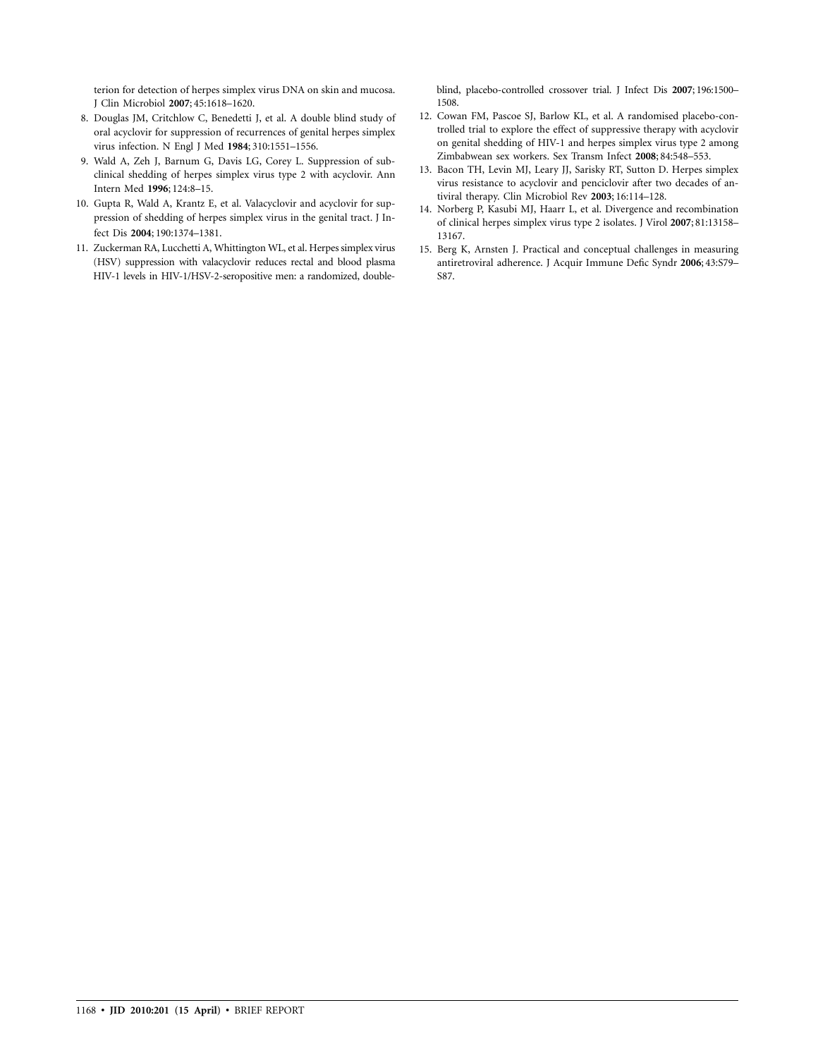terion for detection of herpes simplex virus DNA on skin and mucosa. J Clin Microbiol **2007**; 45:1618–1620.

8. Douglas JM, Critchlow C, Benedetti J, et al. A double blind study of oral acyclovir for suppression of recurrences of genital herpes simplex virus infection. N Engl J Med **1984**; 310:1551–1556.
9. Wald A, Zeh J, Barnum G, Davis LG, Corey L. Suppression of subclinical shedding of herpes simplex virus type 2 with acyclovir. Ann Intern Med **1996**; 124:8–15.
10. Gupta R, Wald A, Krantz E, et al. Valacyclovir and acyclovir for suppression of shedding of herpes simplex virus in the genital tract. J Infect Dis **2004**; 190:1374–1381.
11. Zuckerman RA, Lucchetti A, Whittington WL, et al. Herpes simplex virus (HSV) suppression with valacyclovir reduces rectal and blood plasma HIV-1 levels in HIV-1/HSV-2-seropositive men: a randomized, double-blind, placebo-controlled crossover trial. J Infect Dis **2007**; 196:1500–1508.
12. Cowan FM, Pascoe SJ, Barlow KL, et al. A randomised placebo-controlled trial to explore the effect of suppressive therapy with acyclovir on genital shedding of HIV-1 and herpes simplex virus type 2 among Zimbabwean sex workers. Sex Transm Infect **2008**; 84:548–553.
13. Bacon TH, Levin MJ, Leary JJ, Sarisky RT, Sutton D. Herpes simplex virus resistance to acyclovir and penciclovir after two decades of antiviral therapy. Clin Microbiol Rev **2003**; 16:114–128.
14. Norberg P, Kasubi MJ, Haarr L, et al. Divergence and recombination of clinical herpes simplex virus type 2 isolates. J Virol **2007**; 81:13158–13167.
15. Berg K, Arnsten J. Practical and conceptual challenges in measuring antiretroviral adherence. J Acquir Immune Defic Syndr **2006**; 43:S79–S87.